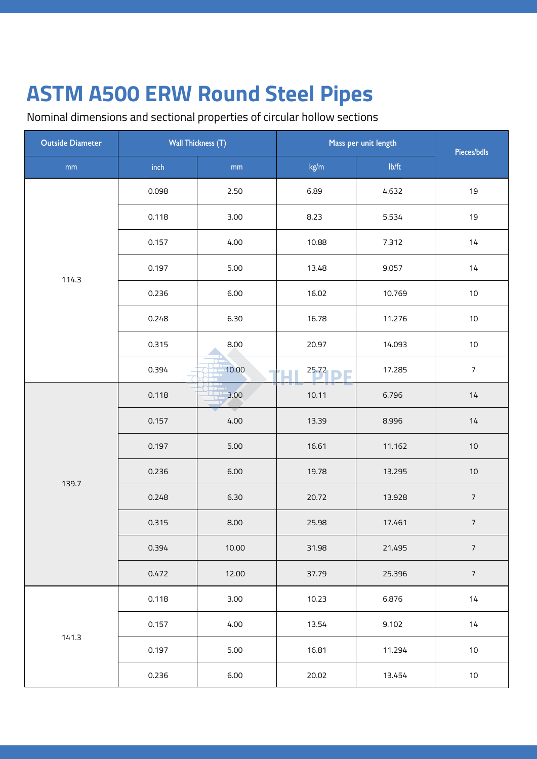# ASTM A500 ERW Round Steel Pipes

Nominal dimensions and sectional properties of circular hollow sections

| Outside Diameter | Wall Thickness (T) | | Mass per unit length | | Pieces/bdls |
|---|---|---|---|---|---|
| mm | inch | mm | kg/m | lb/ft | |
| 114.3 | 0.098 | 2.50 | 6.89 | 4.632 | 19 |
| | 0.118 | 3.00 | 8.23 | 5.534 | 19 |
| | 0.157 | 4.00 | 10.88 | 7.312 | 14 |
| | 0.197 | 5.00 | 13.48 | 9.057 | 14 |
| | 0.236 | 6.00 | 16.02 | 10.769 | 10 |
| | 0.248 | 6.30 | 16.78 | 11.276 | 10 |
| | 0.315 | 8.00 | 20.97 | 14.093 | 10 |
| | 0.394 | 10.00 | 25.72 | 17.285 | 7 |
| 139.7 | 0.118 | 3.00 | 10.11 | 6.796 | 14 |
| | 0.157 | 4.00 | 13.39 | 8.996 | 14 |
| | 0.197 | 5.00 | 16.61 | 11.162 | 10 |
| | 0.236 | 6.00 | 19.78 | 13.295 | 10 |
| | 0.248 | 6.30 | 20.72 | 13.928 | 7 |
| | 0.315 | 8.00 | 25.98 | 17.461 | 7 |
| | 0.394 | 10.00 | 31.98 | 21.495 | 7 |
| | 0.472 | 12.00 | 37.79 | 25.396 | 7 |
| 141.3 | 0.118 | 3.00 | 10.23 | 6.876 | 14 |
| | 0.157 | 4.00 | 13.54 | 9.102 | 14 |
| | 0.197 | 5.00 | 16.81 | 11.294 | 10 |
| | 0.236 | 6.00 | 20.02 | 13.454 | 10 |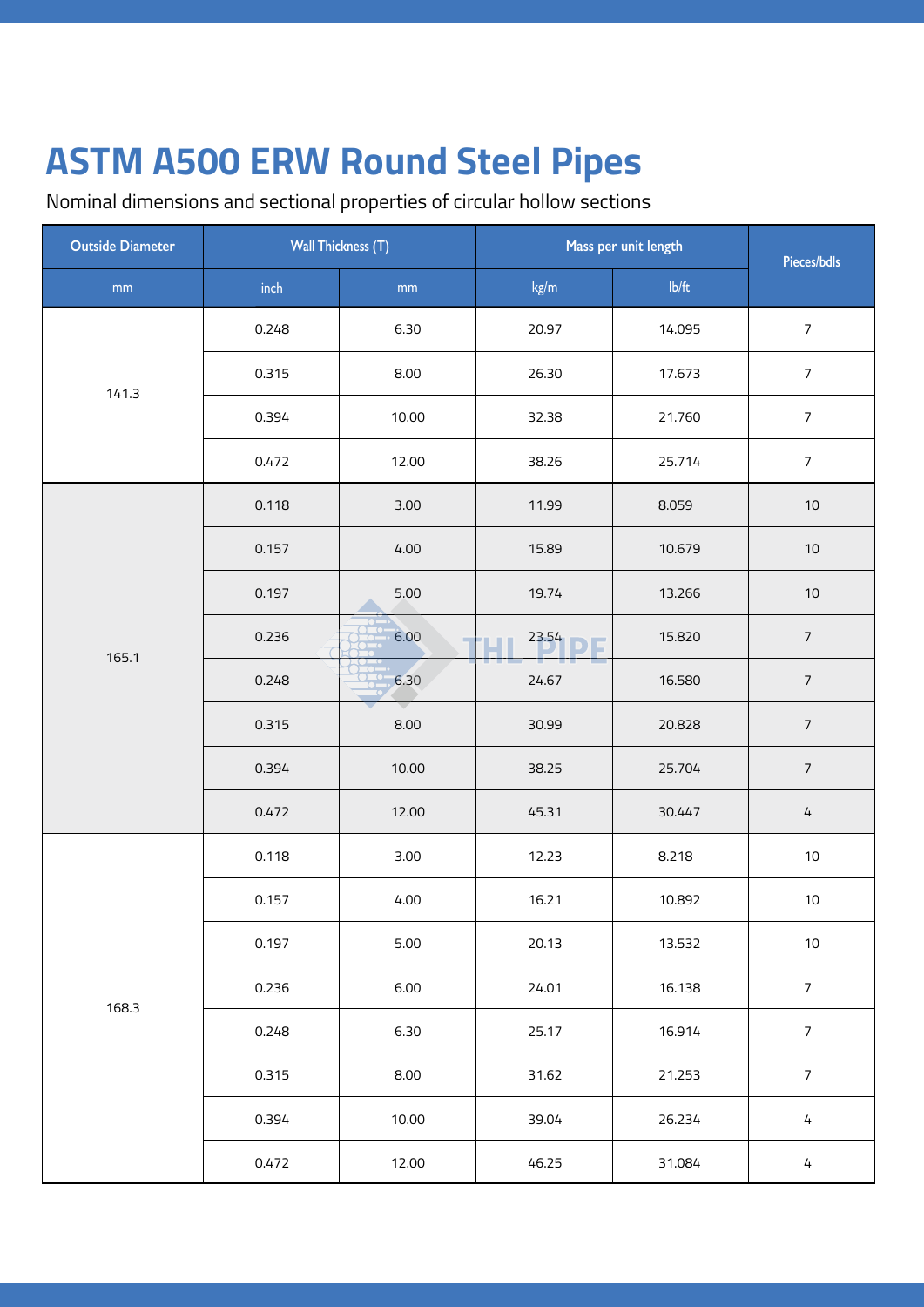# ASTM A500 ERW Round Steel Pipes

Nominal dimensions and sectional properties of circular hollow sections

| Outside Diameter | Wall Thickness (T) | | Mass per unit length | | Pieces/bdls |
|---|---|---|---|---|---|
| mm | inch | mm | kg/m | lb/ft | |
| 141.3 | 0.248 | 6.30 | 20.97 | 14.095 | 7 |
| | 0.315 | 8.00 | 26.30 | 17.673 | 7 |
| | 0.394 | 10.00 | 32.38 | 21.760 | 7 |
| | 0.472 | 12.00 | 38.26 | 25.714 | 7 |
| 165.1 | 0.118 | 3.00 | 11.99 | 8.059 | 10 |
| | 0.157 | 4.00 | 15.89 | 10.679 | 10 |
| | 0.197 | 5.00 | 19.74 | 13.266 | 10 |
| | 0.236 | 6.00 | 23.54 | 15.820 | 7 |
| | 0.248 | 6.30 | 24.67 | 16.580 | 7 |
| | 0.315 | 8.00 | 30.99 | 20.828 | 7 |
| | 0.394 | 10.00 | 38.25 | 25.704 | 7 |
| | 0.472 | 12.00 | 45.31 | 30.447 | 4 |
| 168.3 | 0.118 | 3.00 | 12.23 | 8.218 | 10 |
| | 0.157 | 4.00 | 16.21 | 10.892 | 10 |
| | 0.197 | 5.00 | 20.13 | 13.532 | 10 |
| | 0.236 | 6.00 | 24.01 | 16.138 | 7 |
| | 0.248 | 6.30 | 25.17 | 16.914 | 7 |
| | 0.315 | 8.00 | 31.62 | 21.253 | 7 |
| | 0.394 | 10.00 | 39.04 | 26.234 | 4 |
| | 0.472 | 12.00 | 46.25 | 31.084 | 4 |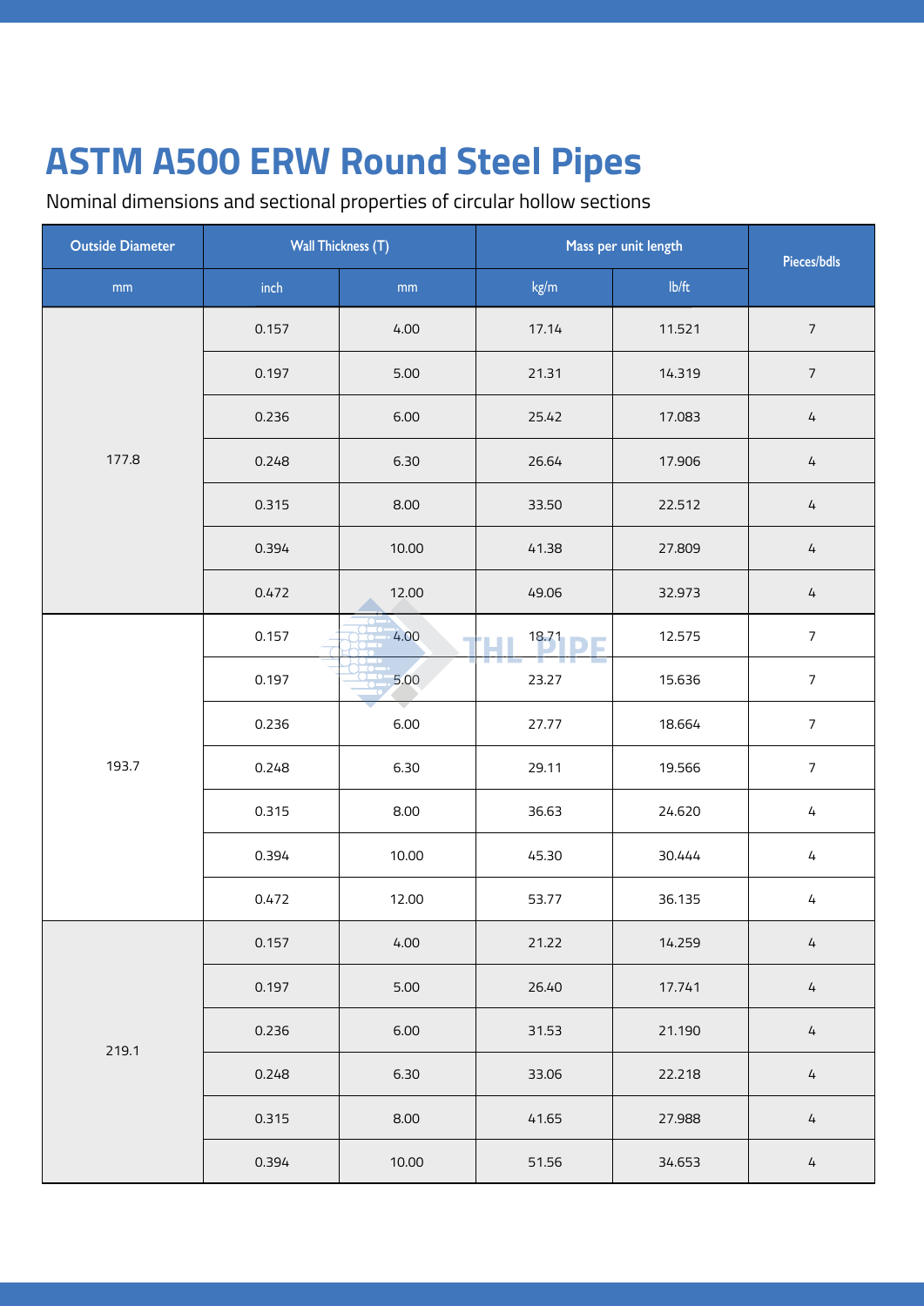# ASTM A500 ERW Round Steel Pipes

Nominal dimensions and sectional properties of circular hollow sections

| Outside Diameter | Wall Thickness (T) | | Mass per unit length | | Pieces/bdls |
|---|---|---|---|---|---|
| mm | inch | mm | kg/m | lb/ft | |
| 177.8 | 0.157 | 4.00 | 17.14 | 11.521 | 7 |
| | 0.197 | 5.00 | 21.31 | 14.319 | 7 |
| | 0.236 | 6.00 | 25.42 | 17.083 | 4 |
| | 0.248 | 6.30 | 26.64 | 17.906 | 4 |
| | 0.315 | 8.00 | 33.50 | 22.512 | 4 |
| | 0.394 | 10.00 | 41.38 | 27.809 | 4 |
| | 0.472 | 12.00 | 49.06 | 32.973 | 4 |
| 193.7 | 0.157 | 4.00 | 18.71 | 12.575 | 7 |
| | 0.197 | 5.00 | 23.27 | 15.636 | 7 |
| | 0.236 | 6.00 | 27.77 | 18.664 | 7 |
| | 0.248 | 6.30 | 29.11 | 19.566 | 7 |
| | 0.315 | 8.00 | 36.63 | 24.620 | 4 |
| | 0.394 | 10.00 | 45.30 | 30.444 | 4 |
| | 0.472 | 12.00 | 53.77 | 36.135 | 4 |
| 219.1 | 0.157 | 4.00 | 21.22 | 14.259 | 4 |
| | 0.197 | 5.00 | 26.40 | 17.741 | 4 |
| | 0.236 | 6.00 | 31.53 | 21.190 | 4 |
| | 0.248 | 6.30 | 33.06 | 22.218 | 4 |
| | 0.315 | 8.00 | 41.65 | 27.988 | 4 |
| | 0.394 | 10.00 | 51.56 | 34.653 | 4 |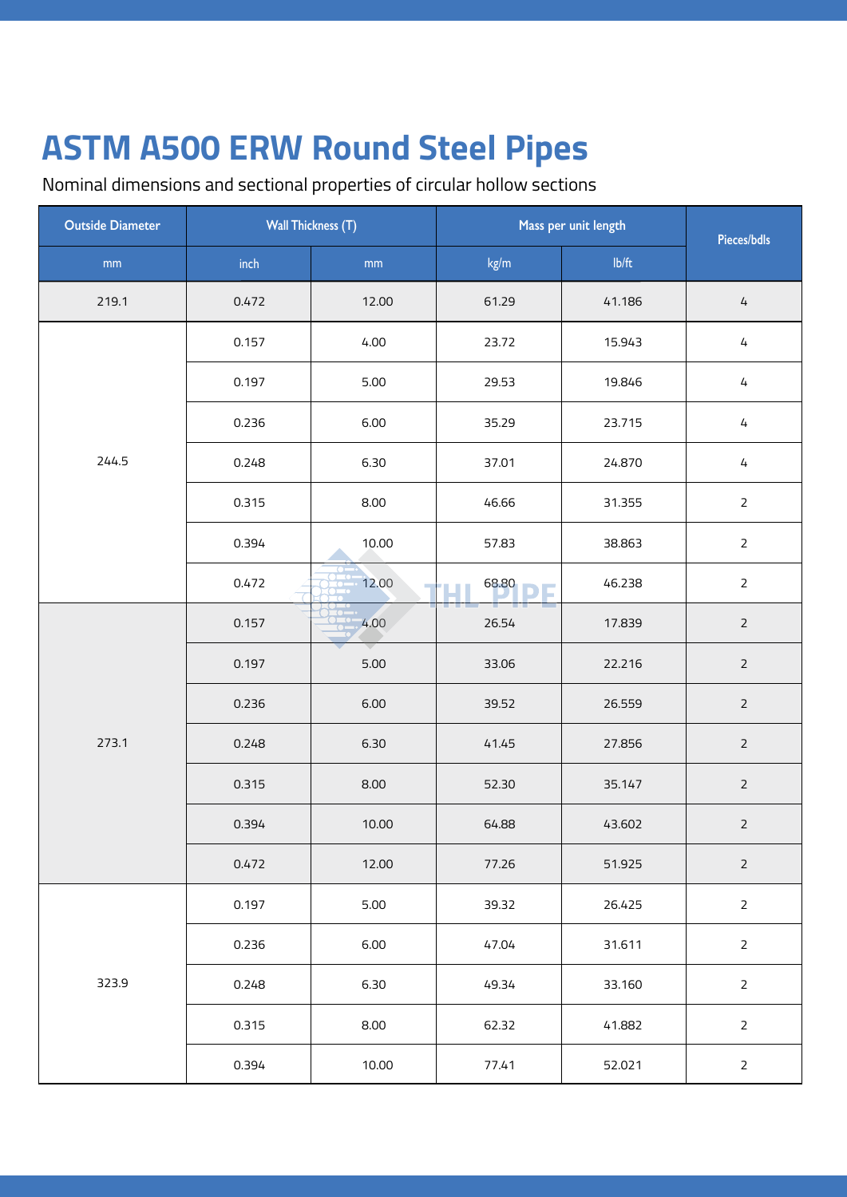# ASTM A500 ERW Round Steel Pipes

Nominal dimensions and sectional properties of circular hollow sections

| Outside Diameter | Wall Thickness (T) | | Mass per unit length | | Pieces/bdls |
|---|---|---|---|---|---|
| mm | inch | mm | kg/m | lb/ft | |
| 219.1 | 0.472 | 12.00 | 61.29 | 41.186 | 4 |
| 244.5 | 0.157 | 4.00 | 23.72 | 15.943 | 4 |
| | 0.197 | 5.00 | 29.53 | 19.846 | 4 |
| | 0.236 | 6.00 | 35.29 | 23.715 | 4 |
| | 0.248 | 6.30 | 37.01 | 24.870 | 4 |
| | 0.315 | 8.00 | 46.66 | 31.355 | 2 |
| | 0.394 | 10.00 | 57.83 | 38.863 | 2 |
| | 0.472 | 12.00 | 68.80 | 46.238 | 2 |
| 273.1 | 0.157 | 4.00 | 26.54 | 17.839 | 2 |
| | 0.197 | 5.00 | 33.06 | 22.216 | 2 |
| | 0.236 | 6.00 | 39.52 | 26.559 | 2 |
| | 0.248 | 6.30 | 41.45 | 27.856 | 2 |
| | 0.315 | 8.00 | 52.30 | 35.147 | 2 |
| | 0.394 | 10.00 | 64.88 | 43.602 | 2 |
| | 0.472 | 12.00 | 77.26 | 51.925 | 2 |
| 323.9 | 0.197 | 5.00 | 39.32 | 26.425 | 2 |
| | 0.236 | 6.00 | 47.04 | 31.611 | 2 |
| | 0.248 | 6.30 | 49.34 | 33.160 | 2 |
| | 0.315 | 8.00 | 62.32 | 41.882 | 2 |
| | 0.394 | 10.00 | 77.41 | 52.021 | 2 |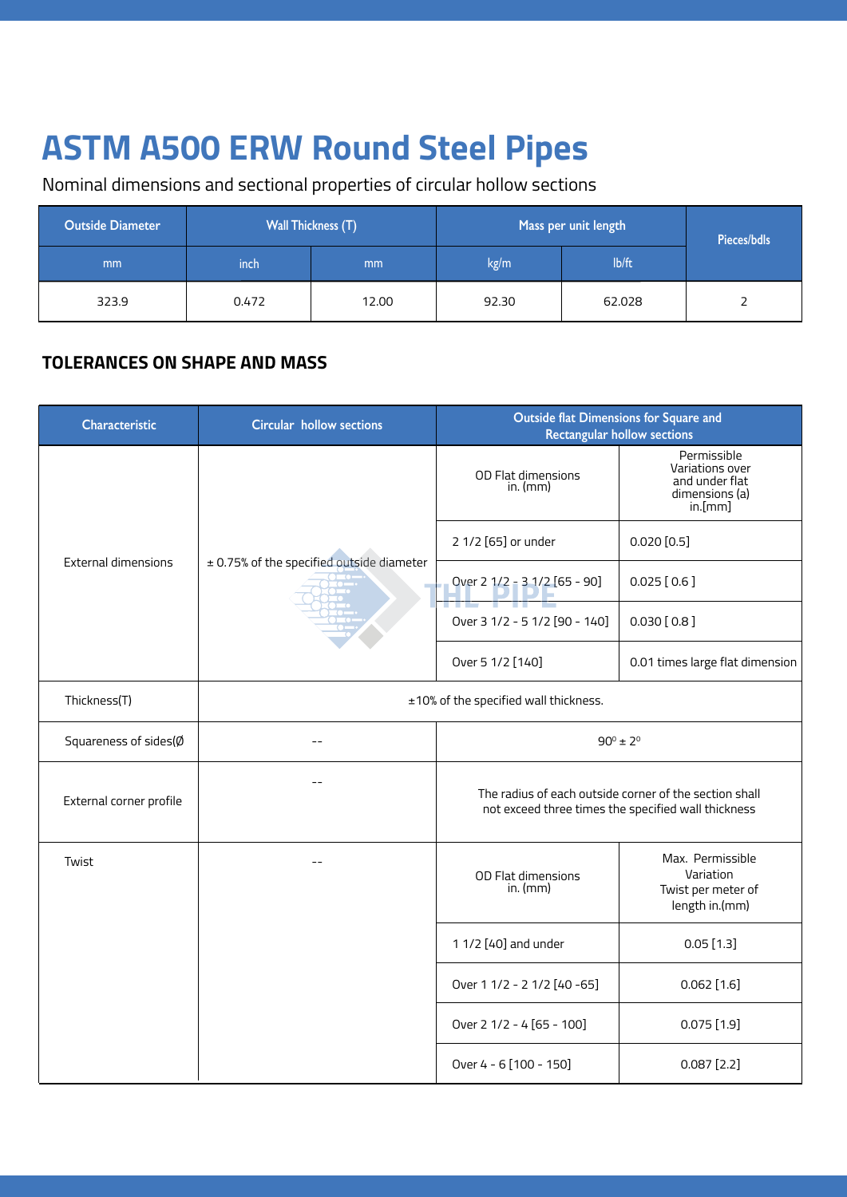# ASTM A500 ERW Round Steel Pipes

Nominal dimensions and sectional properties of circular hollow sections

| Outside Diameter | Wall Thickness (T) | | Mass per unit length | | Pieces/bdls |
|---|---|---|---|---|---|
| mm | inch | mm | kg/m | lb/ft | |
| 323.9 | 0.472 | 12.00 | 92.30 | 62.028 | 2 |

## TOLERANCES ON SHAPE AND MASS

| Characteristic | Circular hollow sections | Outside flat Dimensions for Square and Rectangular hollow sections | |
|---|---|---|---|
| External dimensions | ± 0.75% of the specified outside diameter | OD Flat dimensions in. (mm) | Permissible Variations over and under flat dimensions (a) in.[mm] |
| | | 2 1/2 [65] or under | 0.020 [0.5] |
| | | Over 2 1/2 - 3 1/2 [65 - 90] | 0.025 [ 0.6 ] |
| | | Over 3 1/2 - 5 1/2 [90 - 140] | 0.030 [ 0.8 ] |
| | | Over 5 1/2 [140] | 0.01 times large flat dimension |
| Thickness(T) | ±10% of the specified wall thickness. | | |
| Squareness of sides(Ø | -- | $90^0 \pm 2^0$ | |
| External corner profile | -- | The radius of each outside corner of the section shall not exceed three times the specified wall thickness | |
| Twist | -- | OD Flat dimensions in. (mm) | Max. Permissible Variation Twist per meter of length in.(mm) |
| | | 1 1/2 [40] and under | 0.05 [1.3] |
| | | Over 1 1/2 - 2 1/2 [40 -65] | 0.062 [1.6] |
| | | Over 2 1/2 - 4 [65 - 100] | 0.075 [1.9] |
| | | Over 4 - 6 [100 - 150] | 0.087 [2.2] |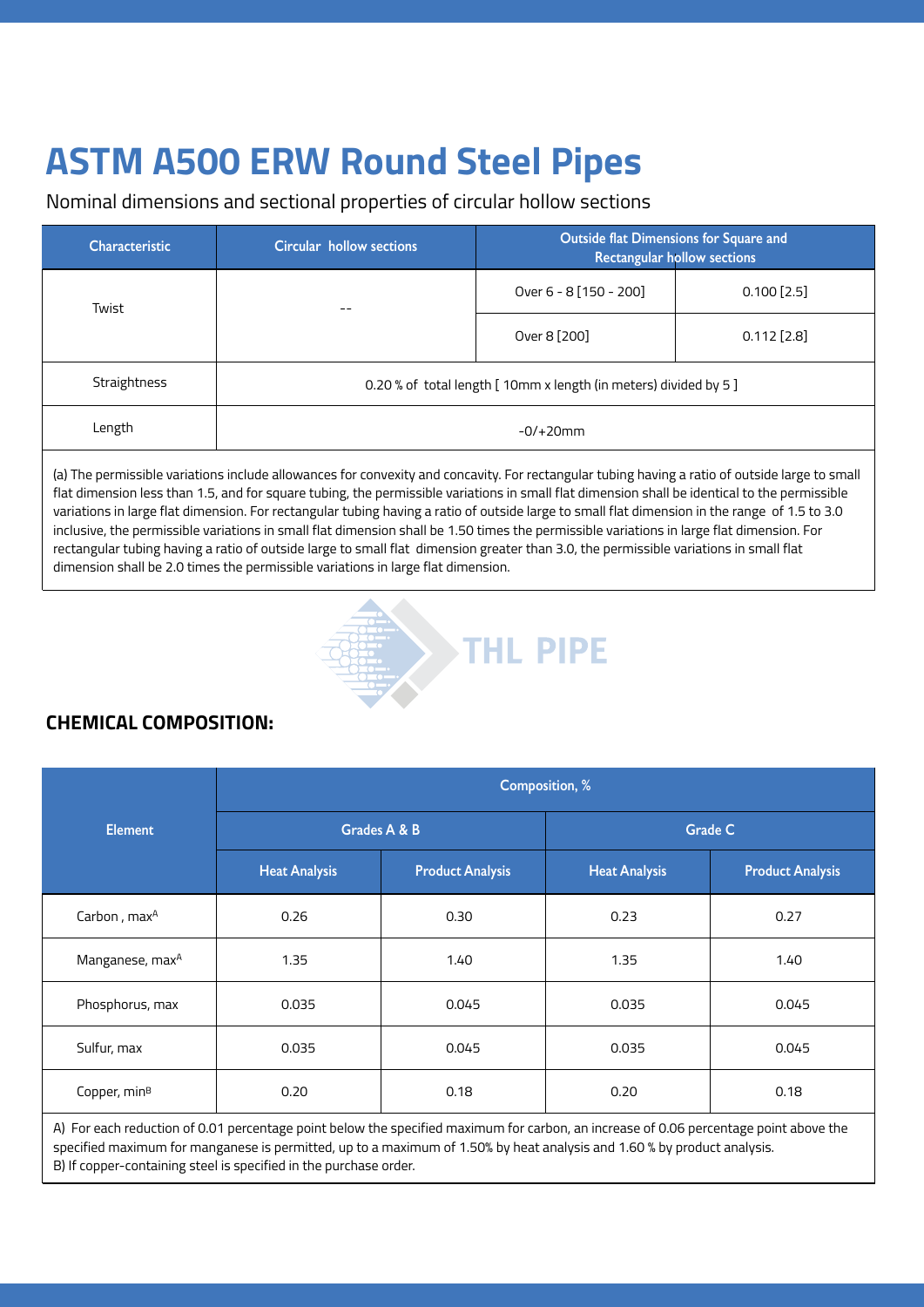# ASTM A500 ERW Round Steel Pipes

Nominal dimensions and sectional properties of circular hollow sections

| Characteristic | Circular hollow sections | Outside flat Dimensions for Square and Rectangular hollow sections | |
|---|---|---|---|
| Twist | -- | Over 6 - 8 [150 - 200] | 0.100 [2.5] |
| | | Over 8 [200] | 0.112 [2.8] |
| Straightness | 0.20 % of total length [ 10mm x length (in meters) divided by 5 ] | | |
| Length | -0/+20mm | | |

(a) The permissible variations include allowances for convexity and concavity. For rectangular tubing having a ratio of outside large to small flat dimension less than 1.5, and for square tubing, the permissible variations in small flat dimension shall be identical to the permissible variations in large flat dimension. For rectangular tubing having a ratio of outside large to small flat dimension in the range of 1.5 to 3.0 inclusive, the permissible variations in small flat dimension shall be 1.50 times the permissible variations in large flat dimension. For rectangular tubing having a ratio of outside large to small flat dimension greater than 3.0, the permissible variations in small flat dimension shall be 2.0 times the permissible variations in large flat dimension.

THL PIPE

## CHEMICAL COMPOSITION:

| Element | Composition, % | | | |
|---|---|---|---|---|
| | Grades A & B | | Grade C | |
| | Heat Analysis | Product Analysis | Heat Analysis | Product Analysis |
| Carbon , max[A] | 0.26 | 0.30 | 0.23 | 0.27 |
| Manganese, max[A] | 1.35 | 1.40 | 1.35 | 1.40 |
| Phosphorus, max | 0.035 | 0.045 | 0.035 | 0.045 |
| Sulfur, max | 0.035 | 0.045 | 0.035 | 0.045 |
| Copper, min[B] | 0.20 | 0.18 | 0.20 | 0.18 |

A) For each reduction of 0.01 percentage point below the specified maximum for carbon, an increase of 0.06 percentage point above the specified maximum for manganese is permitted, up to a maximum of 1.50% by heat analysis and 1.60 % by product analysis.
B) If copper-containing steel is specified in the purchase order.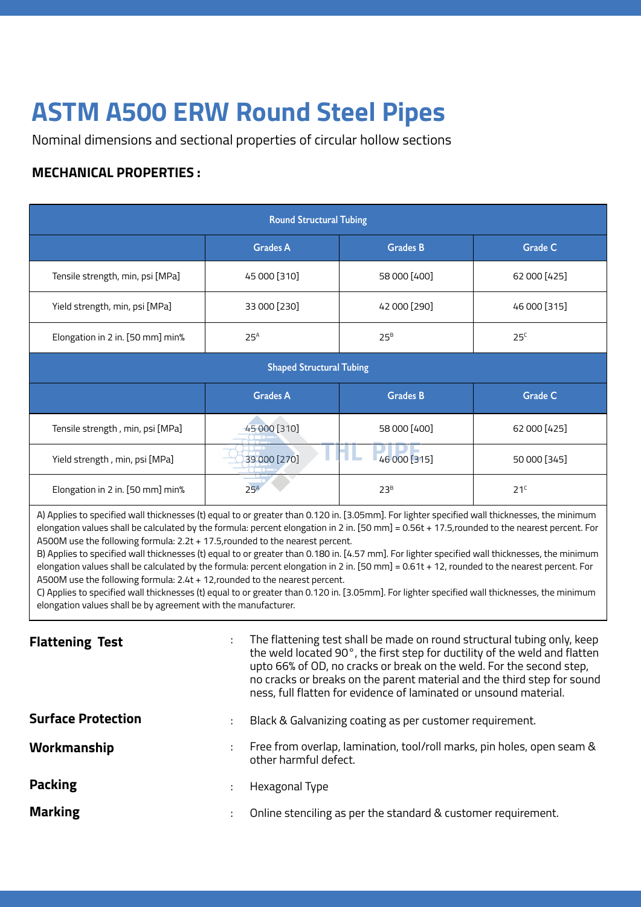# ASTM A500 ERW Round Steel Pipes

Nominal dimensions and sectional properties of circular hollow sections

## MECHANICAL PROPERTIES :

| Round Structural Tubing | | | |
|---|---|---|---|
| | Grades A | Grades B | Grade C |
| Tensile strength, min, psi [MPa] | 45 000 [310] | 58 000 [400] | 62 000 [425] |
| Yield strength, min, psi [MPa] | 33 000 [230] | 42 000 [290] | 46 000 [315] |
| Elongation in 2 in. [50 mm] min% | 25[A] | 25[B] | 25[C] |
| **Shaped Structural Tubing** | | | |
| | Grades A | Grades B | Grade C |
| Tensile strength , min, psi [MPa] | 45 000 [310] | 58 000 [400] | 62 000 [425] |
| Yield strength , min, psi [MPa] | 39 000 [270] | 46 000 [315] | 50 000 [345] |
| Elongation in 2 in. [50 mm] min% | 25[A] | 23[B] | 21[C] |

A) Applies to specified wall thicknesses (t) equal to or greater than 0.120 in. [3.05mm]. For lighter specified wall thicknesses, the minimum elongation values shall be calculated by the formula: percent elongation in 2 in. [50 mm] = 0.56t + 17.5,rounded to the nearest percent. For A500M use the following formula: 2.2t + 17.5,rounded to the nearest percent.

B) Applies to specified wall thicknesses (t) equal to or greater than 0.180 in. [4.57 mm]. For lighter specified wall thicknesses, the minimum elongation values shall be calculated by the formula: percent elongation in 2 in. [50 mm] = 0.61t + 12, rounded to the nearest percent. For A500M use the following formula: 2.4t + 12,rounded to the nearest percent.

C) Applies to specified wall thicknesses (t) equal to or greater than 0.120 in. [3.05mm]. For lighter specified wall thicknesses, the minimum elongation values shall be by agreement with the manufacturer.

**Flattening Test** : The flattening test shall be made on round structural tubing only, keep the weld located 90°, the first step for ductility of the weld and flatten upto 66% of OD, no cracks or break on the weld. For the second step, no cracks or breaks on the parent material and the third step for sound ness, full flatten for evidence of laminated or unsound material.

**Surface Protection** : Black & Galvanizing coating as per customer requirement.

**Workmanship** : Free from overlap, lamination, tool/roll marks, pin holes, open seam & other harmful defect.

**Packing** : Hexagonal Type

**Marking** : Online stenciling as per the standard & customer requirement.